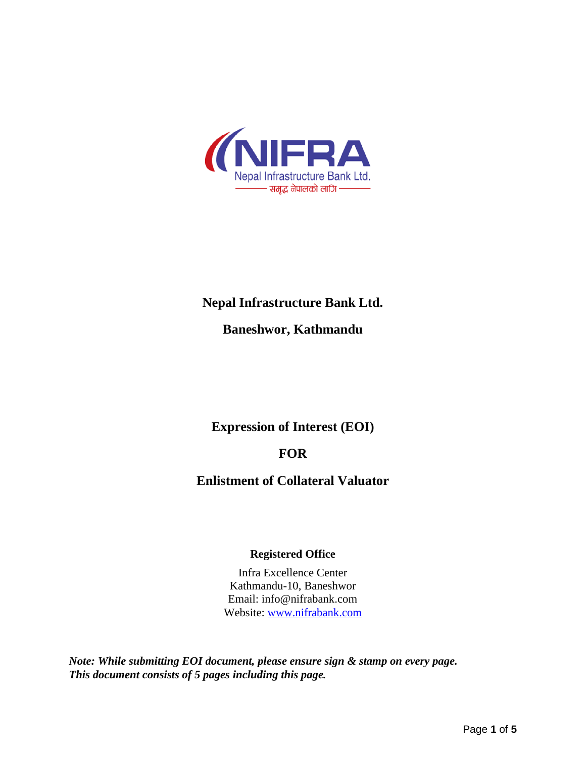# Nepal Infrastructure Bank Ltd.

## Baneshwor, Kathmandu

## Expression of Interest (EOI)

## FOR

## Enlistment of Collateral Valuator

**Registered Office**

Infra Excellence Center
Kathmandu-10, Baneshwor
Email: info@nifrabank.com
Website: www.nifrabank.com

***Note: While submitting EOI document, please ensure sign & stamp on every page.***
***This document consists of 5 pages including this page.***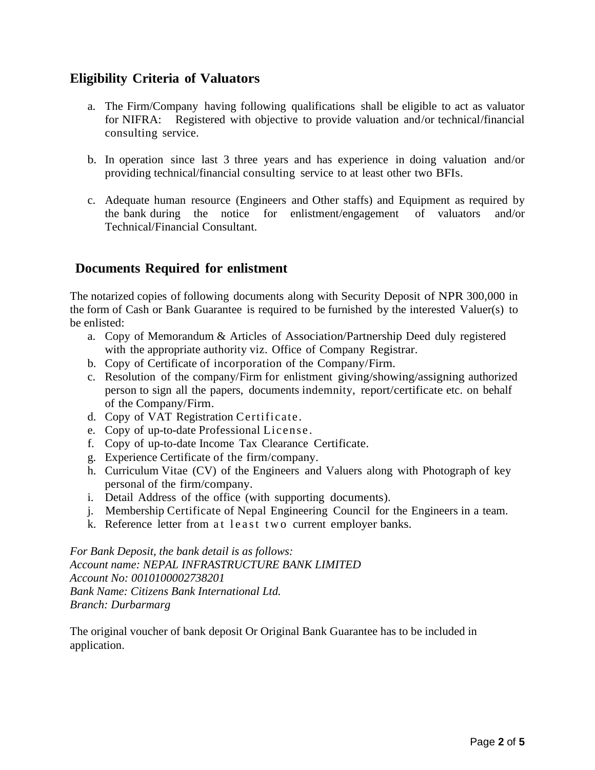## Eligibility Criteria of Valuators

a. The Firm/Company having following qualifications shall be eligible to act as valuator for NIFRA: Registered with objective to provide valuation and/or technical/financial consulting service.

b. In operation since last 3 three years and has experience in doing valuation and/or providing technical/financial consulting service to at least other two BFIs.

c. Adequate human resource (Engineers and Other staffs) and Equipment as required by the bank during the notice for enlistment/engagement of valuators and/or Technical/Financial Consultant.

## Documents Required for enlistment

The notarized copies of following documents along with Security Deposit of NPR 300,000 in the form of Cash or Bank Guarantee is required to be furnished by the interested Valuer(s) to be enlisted:

a. Copy of Memorandum & Articles of Association/Partnership Deed duly registered with the appropriate authority viz. Office of Company Registrar.
b. Copy of Certificate of incorporation of the Company/Firm.
c. Resolution of the company/Firm for enlistment giving/showing/assigning authorized person to sign all the papers, documents indemnity, report/certificate etc. on behalf of the Company/Firm.
d. Copy of VAT Registration Certificate.
e. Copy of up-to-date Professional License.
f. Copy of up-to-date Income Tax Clearance Certificate.
g. Experience Certificate of the firm/company.
h. Curriculum Vitae (CV) of the Engineers and Valuers along with Photograph of key personal of the firm/company.
i. Detail Address of the office (with supporting documents).
j. Membership Certificate of Nepal Engineering Council for the Engineers in a team.
k. Reference letter from at least two current employer banks.

*For Bank Deposit, the bank detail is as follows:*
*Account name: NEPAL INFRASTRUCTURE BANK LIMITED*
*Account No: 0010100002738201*
*Bank Name: Citizens Bank International Ltd.*
*Branch: Durbarmarg*

The original voucher of bank deposit Or Original Bank Guarantee has to be included in application.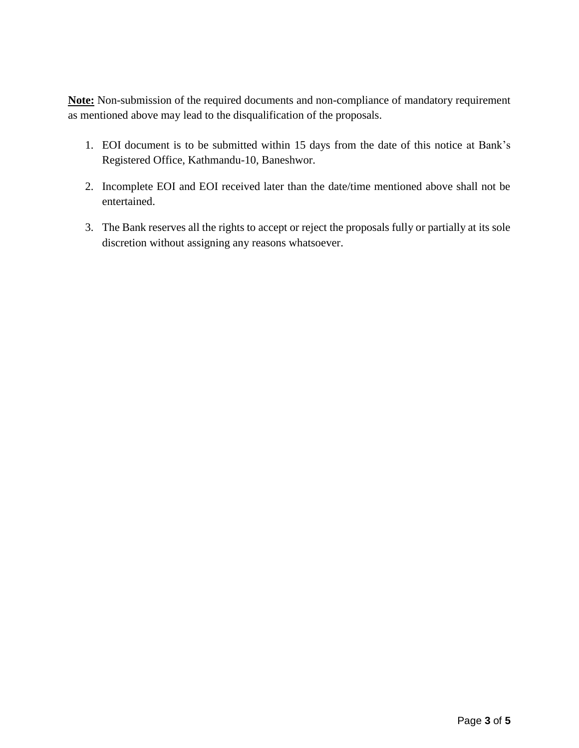**Note:** Non-submission of the required documents and non-compliance of mandatory requirement as mentioned above may lead to the disqualification of the proposals.

1. EOI document is to be submitted within 15 days from the date of this notice at Bank's Registered Office, Kathmandu-10, Baneshwor.

2. Incomplete EOI and EOI received later than the date/time mentioned above shall not be entertained.

3. The Bank reserves all the rights to accept or reject the proposals fully or partially at its sole discretion without assigning any reasons whatsoever.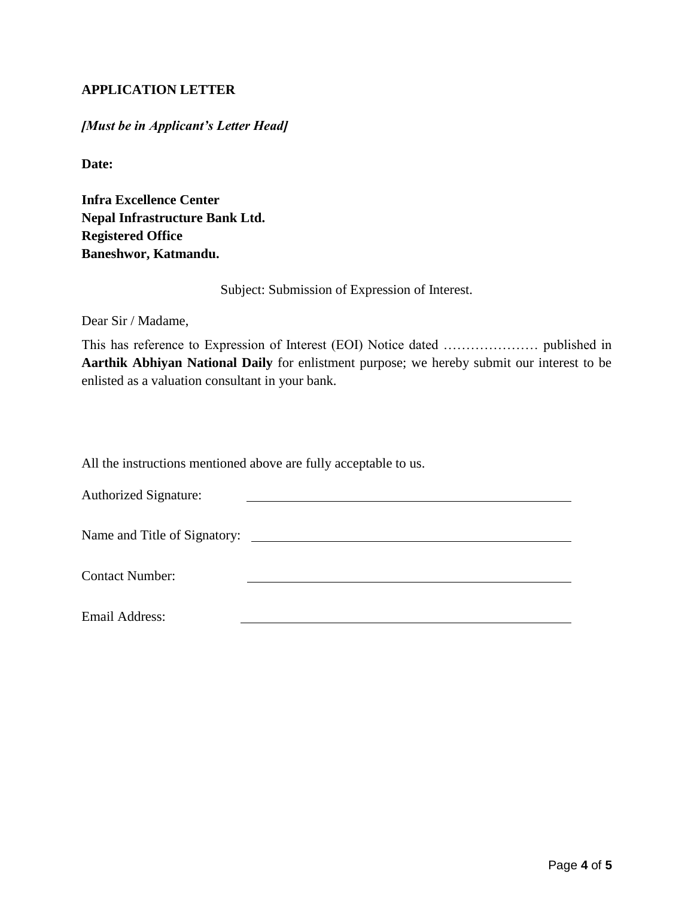**APPLICATION LETTER**

***[Must be in Applicant's Letter Head]***

**Date:**

**Infra Excellence Center**
**Nepal Infrastructure Bank Ltd.**
**Registered Office**
**Baneshwor, Katmandu.**

Subject: Submission of Expression of Interest.

Dear Sir / Madame,

This has reference to Expression of Interest (EOI) Notice dated ………………… published in **Aarthik Abhiyan National Daily** for enlistment purpose; we hereby submit our interest to be enlisted as a valuation consultant in your bank.

All the instructions mentioned above are fully acceptable to us.

Authorized Signature: ______________________________

Name and Title of Signatory: ______________________________

Contact Number: ______________________________

Email Address: ______________________________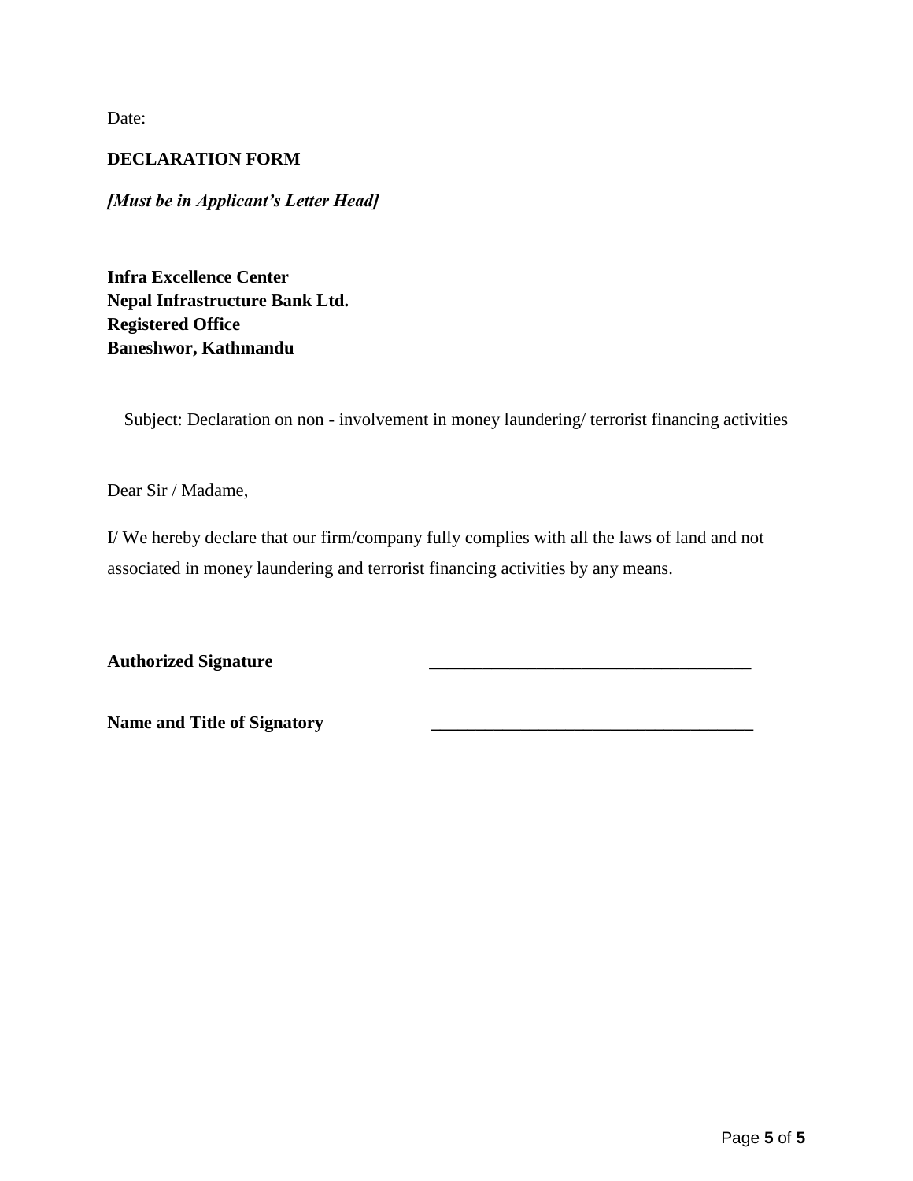Date:

**DECLARATION FORM**

***[Must be in Applicant's Letter Head]***

**Infra Excellence Center**
**Nepal Infrastructure Bank Ltd.**
**Registered Office**
**Baneshwor, Kathmandu**

Subject: Declaration on non - involvement in money laundering/ terrorist financing activities

Dear Sir / Madame,

I/ We hereby declare that our firm/company fully complies with all the laws of land and not associated in money laundering and terrorist financing activities by any means.

**Authorized Signature** ____________________________________

**Name and Title of Signatory** ____________________________________